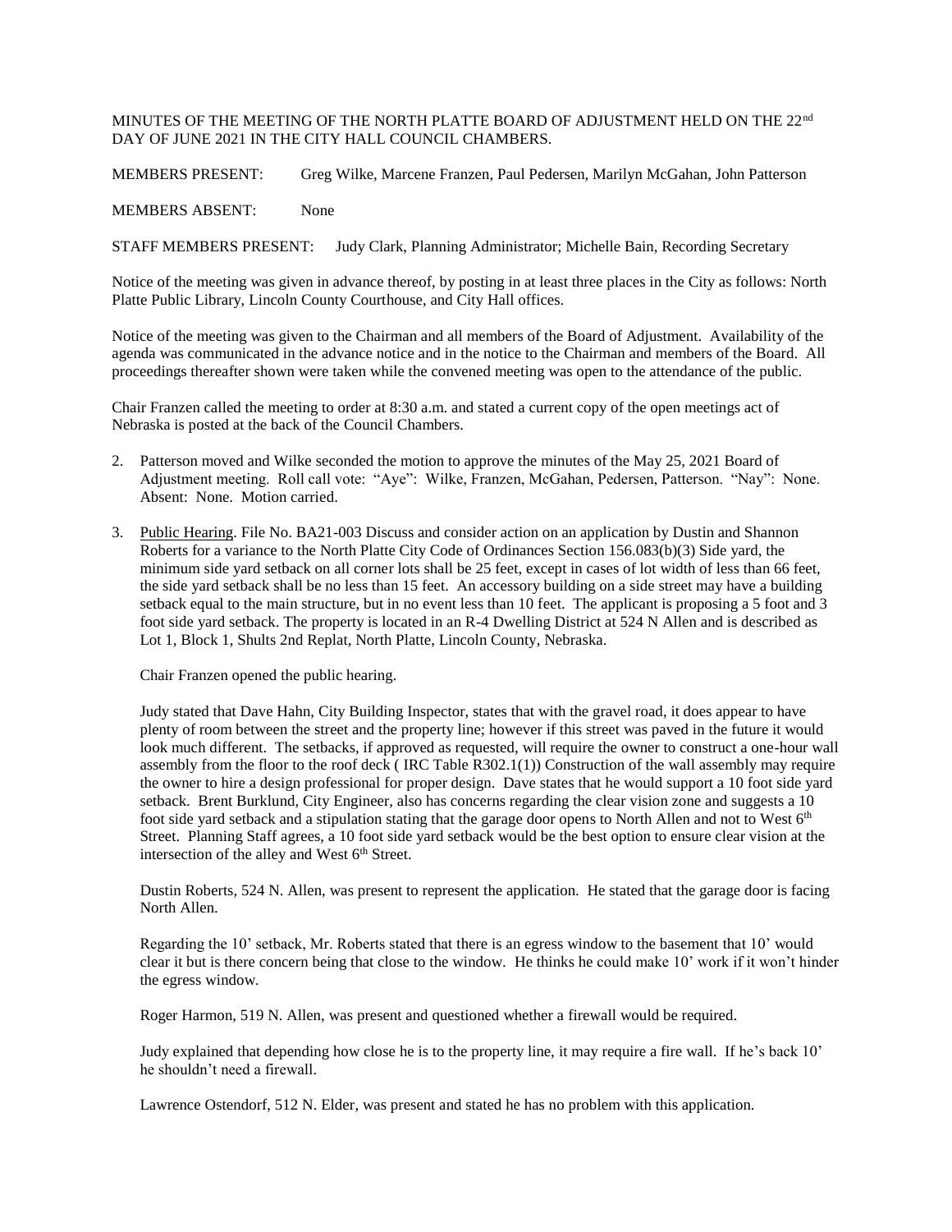MINUTES OF THE MEETING OF THE NORTH PLATTE BOARD OF ADJUSTMENT HELD ON THE 22nd DAY OF JUNE 2021 IN THE CITY HALL COUNCIL CHAMBERS.

MEMBERS PRESENT: Greg Wilke, Marcene Franzen, Paul Pedersen, Marilyn McGahan, John Patterson

MEMBERS ABSENT: None

STAFF MEMBERS PRESENT: Judy Clark, Planning Administrator; Michelle Bain, Recording Secretary

Notice of the meeting was given in advance thereof, by posting in at least three places in the City as follows: North Platte Public Library, Lincoln County Courthouse, and City Hall offices.

Notice of the meeting was given to the Chairman and all members of the Board of Adjustment. Availability of the agenda was communicated in the advance notice and in the notice to the Chairman and members of the Board. All proceedings thereafter shown were taken while the convened meeting was open to the attendance of the public.

Chair Franzen called the meeting to order at 8:30 a.m. and stated a current copy of the open meetings act of Nebraska is posted at the back of the Council Chambers.

2. Patterson moved and Wilke seconded the motion to approve the minutes of the May 25, 2021 Board of Adjustment meeting. Roll call vote: "Aye": Wilke, Franzen, McGahan, Pedersen, Patterson. "Nay": None. Absent: None. Motion carried.

3. Public Hearing. File No. BA21-003 Discuss and consider action on an application by Dustin and Shannon Roberts for a variance to the North Platte City Code of Ordinances Section 156.083(b)(3) Side yard, the minimum side yard setback on all corner lots shall be 25 feet, except in cases of lot width of less than 66 feet, the side yard setback shall be no less than 15 feet. An accessory building on a side street may have a building setback equal to the main structure, but in no event less than 10 feet. The applicant is proposing a 5 foot and 3 foot side yard setback. The property is located in an R-4 Dwelling District at 524 N Allen and is described as Lot 1, Block 1, Shults 2nd Replat, North Platte, Lincoln County, Nebraska.

   Chair Franzen opened the public hearing.

   Judy stated that Dave Hahn, City Building Inspector, states that with the gravel road, it does appear to have plenty of room between the street and the property line; however if this street was paved in the future it would look much different. The setbacks, if approved as requested, will require the owner to construct a one-hour wall assembly from the floor to the roof deck ( IRC Table R302.1(1)) Construction of the wall assembly may require the owner to hire a design professional for proper design. Dave states that he would support a 10 foot side yard setback. Brent Burklund, City Engineer, also has concerns regarding the clear vision zone and suggests a 10 foot side yard setback and a stipulation stating that the garage door opens to North Allen and not to West 6th Street. Planning Staff agrees, a 10 foot side yard setback would be the best option to ensure clear vision at the intersection of the alley and West 6th Street.

   Dustin Roberts, 524 N. Allen, was present to represent the application. He stated that the garage door is facing North Allen.

   Regarding the 10' setback, Mr. Roberts stated that there is an egress window to the basement that 10' would clear it but is there concern being that close to the window. He thinks he could make 10' work if it won't hinder the egress window.

   Roger Harmon, 519 N. Allen, was present and questioned whether a firewall would be required.

   Judy explained that depending how close he is to the property line, it may require a fire wall. If he's back 10' he shouldn't need a firewall.

   Lawrence Ostendorf, 512 N. Elder, was present and stated he has no problem with this application.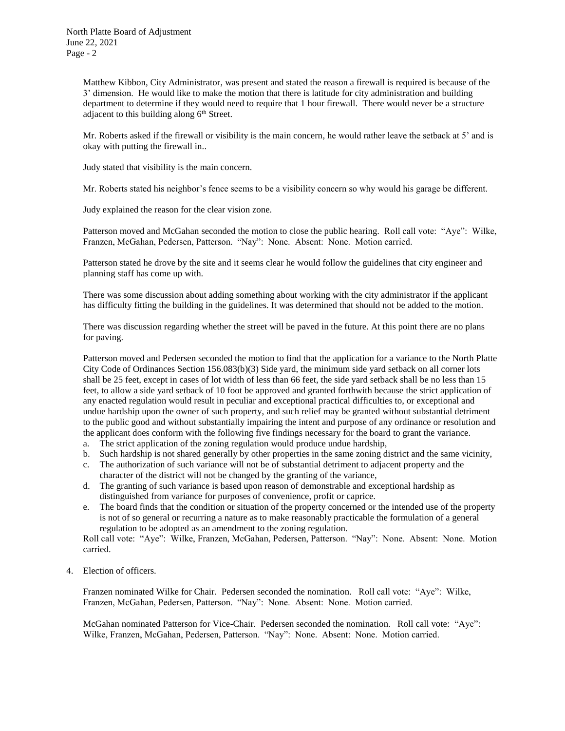Matthew Kibbon, City Administrator, was present and stated the reason a firewall is required is because of the 3' dimension. He would like to make the motion that there is latitude for city administration and building department to determine if they would need to require that 1 hour firewall. There would never be a structure adjacent to this building along 6th Street.

Mr. Roberts asked if the firewall or visibility is the main concern, he would rather leave the setback at 5' and is okay with putting the firewall in..

Judy stated that visibility is the main concern.

Mr. Roberts stated his neighbor's fence seems to be a visibility concern so why would his garage be different.

Judy explained the reason for the clear vision zone.

Patterson moved and McGahan seconded the motion to close the public hearing. Roll call vote: "Aye": Wilke, Franzen, McGahan, Pedersen, Patterson. "Nay": None. Absent: None. Motion carried.

Patterson stated he drove by the site and it seems clear he would follow the guidelines that city engineer and planning staff has come up with.

There was some discussion about adding something about working with the city administrator if the applicant has difficulty fitting the building in the guidelines. It was determined that should not be added to the motion.

There was discussion regarding whether the street will be paved in the future. At this point there are no plans for paving.

Patterson moved and Pedersen seconded the motion to find that the application for a variance to the North Platte City Code of Ordinances Section 156.083(b)(3) Side yard, the minimum side yard setback on all corner lots shall be 25 feet, except in cases of lot width of less than 66 feet, the side yard setback shall be no less than 15 feet, to allow a side yard setback of 10 foot be approved and granted forthwith because the strict application of any enacted regulation would result in peculiar and exceptional practical difficulties to, or exceptional and undue hardship upon the owner of such property, and such relief may be granted without substantial detriment to the public good and without substantially impairing the intent and purpose of any ordinance or resolution and the applicant does conform with the following five findings necessary for the board to grant the variance.

a. The strict application of the zoning regulation would produce undue hardship,
b. Such hardship is not shared generally by other properties in the same zoning district and the same vicinity,
c. The authorization of such variance will not be of substantial detriment to adjacent property and the character of the district will not be changed by the granting of the variance,
d. The granting of such variance is based upon reason of demonstrable and exceptional hardship as distinguished from variance for purposes of convenience, profit or caprice.
e. The board finds that the condition or situation of the property concerned or the intended use of the property is not of so general or recurring a nature as to make reasonably practicable the formulation of a general regulation to be adopted as an amendment to the zoning regulation.

Roll call vote: "Aye": Wilke, Franzen, McGahan, Pedersen, Patterson. "Nay": None. Absent: None. Motion carried.

4. Election of officers.

Franzen nominated Wilke for Chair. Pedersen seconded the nomination. Roll call vote: "Aye": Wilke, Franzen, McGahan, Pedersen, Patterson. "Nay": None. Absent: None. Motion carried.

McGahan nominated Patterson for Vice-Chair. Pedersen seconded the nomination. Roll call vote: "Aye": Wilke, Franzen, McGahan, Pedersen, Patterson. "Nay": None. Absent: None. Motion carried.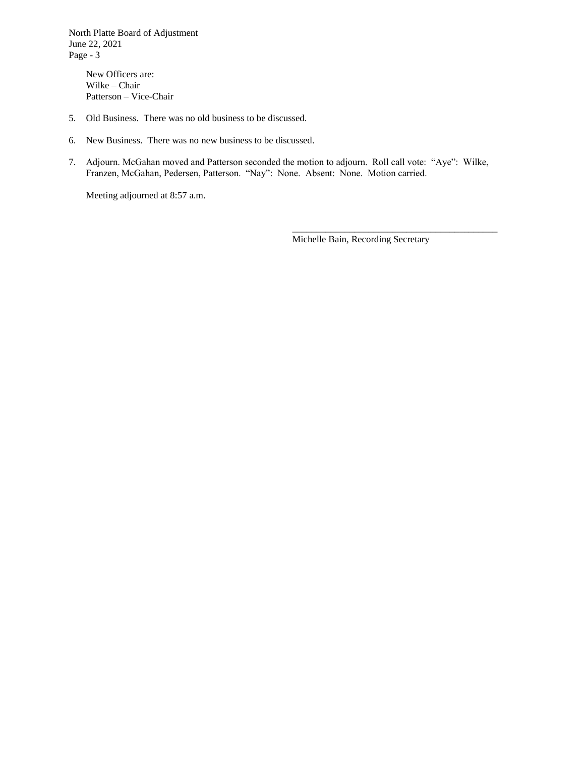New Officers are:
Wilke – Chair
Patterson – Vice-Chair

5. Old Business. There was no old business to be discussed.

6. New Business. There was no new business to be discussed.

7. Adjourn. McGahan moved and Patterson seconded the motion to adjourn. Roll call vote: "Aye": Wilke, Franzen, McGahan, Pedersen, Patterson. "Nay": None. Absent: None. Motion carried.

   Meeting adjourned at 8:57 a.m.

_____________________________________________
Michelle Bain, Recording Secretary